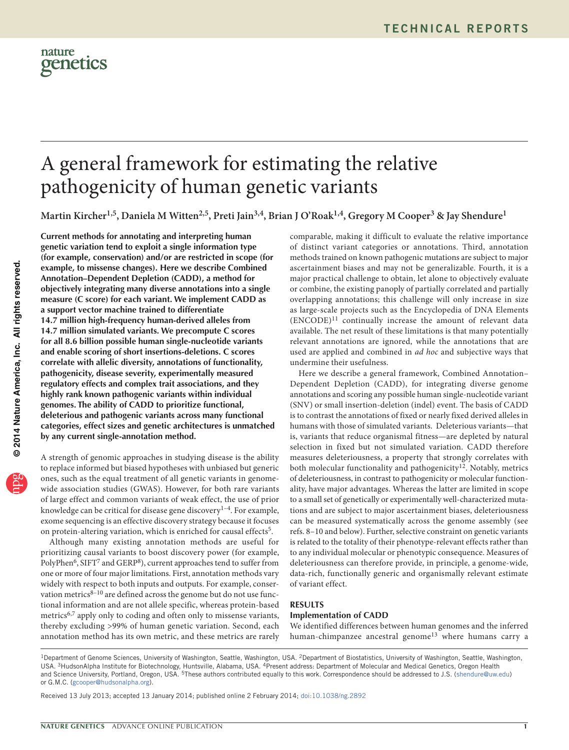# A general framework for estimating the relative pathogenicity of human genetic variants

Martin Kircher[1,5], Daniela M Witten[2,5], Preti Jain[3,4], Brian J O'Roak[1,4], Gregory M Cooper[3] & Jay Shendure[1]

**Current methods for annotating and interpreting human genetic variation tend to exploit a single information type (for example, conservation) and/or are restricted in scope (for example, to missense changes). Here we describe Combined Annotation–Dependent Depletion (CADD), a method for objectively integrating many diverse annotations into a single measure (C score) for each variant. We implement CADD as a support vector machine trained to differentiate 14.7 million high-frequency human-derived alleles from 14.7 million simulated variants. We precompute C scores for all 8.6 billion possible human single-nucleotide variants and enable scoring of short insertions-deletions. C scores correlate with allelic diversity, annotations of functionality, pathogenicity, disease severity, experimentally measured regulatory effects and complex trait associations, and they highly rank known pathogenic variants within individual genomes. The ability of CADD to prioritize functional, deleterious and pathogenic variants across many functional categories, effect sizes and genetic architectures is unmatched by any current single-annotation method.**

A strength of genomic approaches in studying disease is the ability to replace informed but biased hypotheses with unbiased but generic ones, such as the equal treatment of all genetic variants in genome-wide association studies (GWAS). However, for both rare variants of large effect and common variants of weak effect, the use of prior knowledge can be critical for disease gene discovery[1–4]. For example, exome sequencing is an effective discovery strategy because it focuses on protein-altering variation, which is enriched for causal effects[5].

Although many existing annotation methods are useful for prioritizing causal variants to boost discovery power (for example, PolyPhen[6], SIFT[7] and GERP[8]), current approaches tend to suffer from one or more of four major limitations. First, annotation methods vary widely with respect to both inputs and outputs. For example, conservation metrics[8–10] are defined across the genome but do not use functional information and are not allele specific, whereas protein-based metrics[6,7] apply only to coding and often only to missense variants, thereby excluding >99% of human genetic variation. Second, each annotation method has its own metric, and these metrics are rarely comparable, making it difficult to evaluate the relative importance of distinct variant categories or annotations. Third, annotation methods trained on known pathogenic mutations are subject to major ascertainment biases and may not be generalizable. Fourth, it is a major practical challenge to obtain, let alone to objectively evaluate or combine, the existing panoply of partially correlated and partially overlapping annotations; this challenge will only increase in size as large-scale projects such as the Encyclopedia of DNA Elements (ENCODE)[11] continually increase the amount of relevant data available. The net result of these limitations is that many potentially relevant annotations are ignored, while the annotations that are used are applied and combined in *ad hoc* and subjective ways that undermine their usefulness.

Here we describe a general framework, Combined Annotation–Dependent Depletion (CADD), for integrating diverse genome annotations and scoring any possible human single-nucleotide variant (SNV) or small insertion-deletion (indel) event. The basis of CADD is to contrast the annotations of fixed or nearly fixed derived alleles in humans with those of simulated variants. Deleterious variants—that is, variants that reduce organismal fitness—are depleted by natural selection in fixed but not simulated variation. CADD therefore measures deleteriousness, a property that strongly correlates with both molecular functionality and pathogenicity[12]. Notably, metrics of deleteriousness, in contrast to pathogenicity or molecular functionality, have major advantages. Whereas the latter are limited in scope to a small set of genetically or experimentally well-characterized mutations and are subject to major ascertainment biases, deleteriousness can be measured systematically across the genome assembly (see refs. 8–10 and below). Further, selective constraint on genetic variants is related to the totality of their phenotype-relevant effects rather than to any individual molecular or phenotypic consequence. Measures of deleteriousness can therefore provide, in principle, a genome-wide, data-rich, functionally generic and organismally relevant estimate of variant effect.

## RESULTS

### Implementation of CADD

We identified differences between human genomes and the inferred human-chimpanzee ancestral genome[13] where humans carry a

[1]Department of Genome Sciences, University of Washington, Seattle, Washington, USA. [2]Department of Biostatistics, University of Washington, Seattle, Washington, USA. [3]HudsonAlpha Institute for Biotechnology, Huntsville, Alabama, USA. [4]Present address: Department of Molecular and Medical Genetics, Oregon Health and Science University, Portland, Oregon, USA. [5]These authors contributed equally to this work. Correspondence should be addressed to J.S. (shendure@uw.edu) or G.M.C. (gcooper@hudsonalpha.org).

Received 13 July 2013; accepted 13 January 2014; published online 2 February 2014; doi:10.1038/ng.2892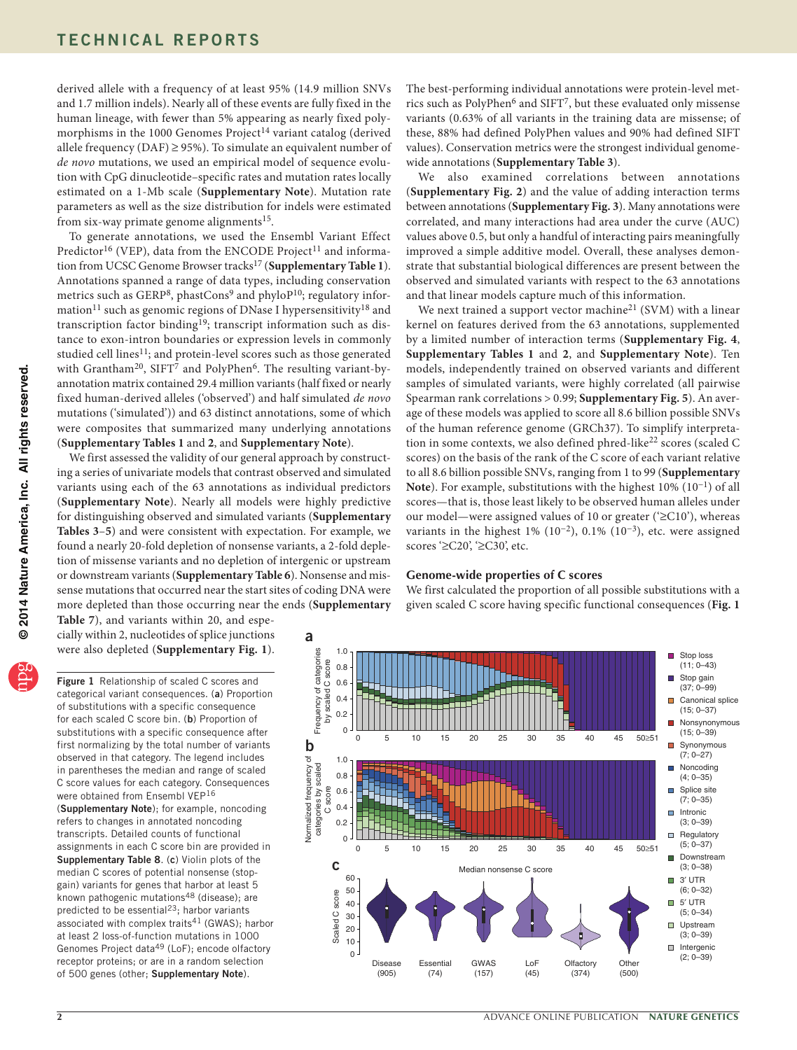derived allele with a frequency of at least 95% (14.9 million SNVs and 1.7 million indels). Nearly all of these events are fully fixed in the human lineage, with fewer than 5% appearing as nearly fixed polymorphisms in the 1000 Genomes Project[14] variant catalog (derived allele frequency (DAF) ≥ 95%). To simulate an equivalent number of *de novo* mutations, we used an empirical model of sequence evolution with CpG dinucleotide–specific rates and mutation rates locally estimated on a 1-Mb scale (**Supplementary Note**). Mutation rate parameters as well as the size distribution for indels were estimated from six-way primate genome alignments[15].

To generate annotations, we used the Ensembl Variant Effect Predictor[16] (VEP), data from the ENCODE Project[11] and information from UCSC Genome Browser tracks[17] (**Supplementary Table 1**). Annotations spanned a range of data types, including conservation metrics such as GERP[8], phastCons[9] and phyloP[10]; regulatory information[11] such as genomic regions of DNase I hypersensitivity[18] and transcription factor binding[19]; transcript information such as distance to exon-intron boundaries or expression levels in commonly studied cell lines[11]; and protein-level scores such as those generated with Grantham[20], SIFT[7] and PolyPhen[6]. The resulting variant-by-annotation matrix contained 29.4 million variants (half fixed or nearly fixed human-derived alleles ('observed') and half simulated *de novo* mutations ('simulated')) and 63 distinct annotations, some of which were composites that summarized many underlying annotations (**Supplementary Tables 1** and **2**, and **Supplementary Note**).

We first assessed the validity of our general approach by constructing a series of univariate models that contrast observed and simulated variants using each of the 63 annotations as individual predictors (**Supplementary Note**). Nearly all models were highly predictive for distinguishing observed and simulated variants (**Supplementary Tables 3–5**) and were consistent with expectation. For example, we found a nearly 20-fold depletion of nonsense variants, a 2-fold depletion of missense variants and no depletion of intergenic or upstream or downstream variants (**Supplementary Table 6**). Nonsense and missense mutations that occurred near the start sites of coding DNA were more depleted than those occurring near the ends (**Supplementary Table 7**), and variants within 20, and especially within 2, nucleotides of splice junctions were also depleted (**Supplementary Fig. 1**).

The best-performing individual annotations were protein-level metrics such as PolyPhen[6] and SIFT[7], but these evaluated only missense variants (0.63% of all variants in the training data are missense; of these, 88% had defined PolyPhen values and 90% had defined SIFT values). Conservation metrics were the strongest individual genome-wide annotations (**Supplementary Table 3**).

We also examined correlations between annotations (**Supplementary Fig. 2**) and the value of adding interaction terms between annotations (**Supplementary Fig. 3**). Many annotations were correlated, and many interactions had area under the curve (AUC) values above 0.5, but only a handful of interacting pairs meaningfully improved a simple additive model. Overall, these analyses demonstrate that substantial biological differences are present between the observed and simulated variants with respect to the 63 annotations and that linear models capture much of this information.

We next trained a support vector machine[21] (SVM) with a linear kernel on features derived from the 63 annotations, supplemented by a limited number of interaction terms (**Supplementary Fig. 4**, **Supplementary Tables 1** and **2**, and **Supplementary Note**). Ten models, independently trained on observed variants and different samples of simulated variants, were highly correlated (all pairwise Spearman rank correlations > 0.99; **Supplementary Fig. 5**). An average of these models was applied to score all 8.6 billion possible SNVs of the human reference genome (GRCh37). To simplify interpretation in some contexts, we also defined phred-like[22] scores (scaled C scores) on the basis of the rank of the C score of each variant relative to all 8.6 billion possible SNVs, ranging from 1 to 99 (**Supplementary Note**). For example, substitutions with the highest 10% ($10^{-1}$) of all scores—that is, those least likely to be observed human alleles under our model—were assigned values of 10 or greater ('≥C10'), whereas variants in the highest 1% ($10^{-2}$), 0.1% ($10^{-3}$), etc. were assigned scores '≥C20', '≥C30', etc.

## Genome-wide properties of C scores

We first calculated the proportion of all possible substitutions with a given scaled C score having specific functional consequences (**Fig. 1**

**Figure 1** Relationship of scaled C scores and categorical variant consequences. (**a**) Proportion of substitutions with a specific consequence for each scaled C score bin. (**b**) Proportion of substitutions with a specific consequence after first normalizing by the total number of variants observed in that category. The legend includes in parentheses the median and range of scaled C score values for each category. Consequences were obtained from Ensembl VEP[16] (**Supplementary Note**); for example, noncoding refers to changes in annotated noncoding transcripts. Detailed counts of functional assignments in each C score bin are provided in **Supplementary Table 8**. (**c**) Violin plots of the median C scores of potential nonsense (stop-gain) variants for genes that harbor at least 5 known pathogenic mutations[48] (disease); are predicted to be essential[23]; harbor variants associated with complex traits[41] (GWAS); harbor at least 2 loss-of-function mutations in 1000 Genomes Project data[49] (LoF); encode olfactory receptor proteins; or are in a random selection of 500 genes (other; **Supplementary Note**).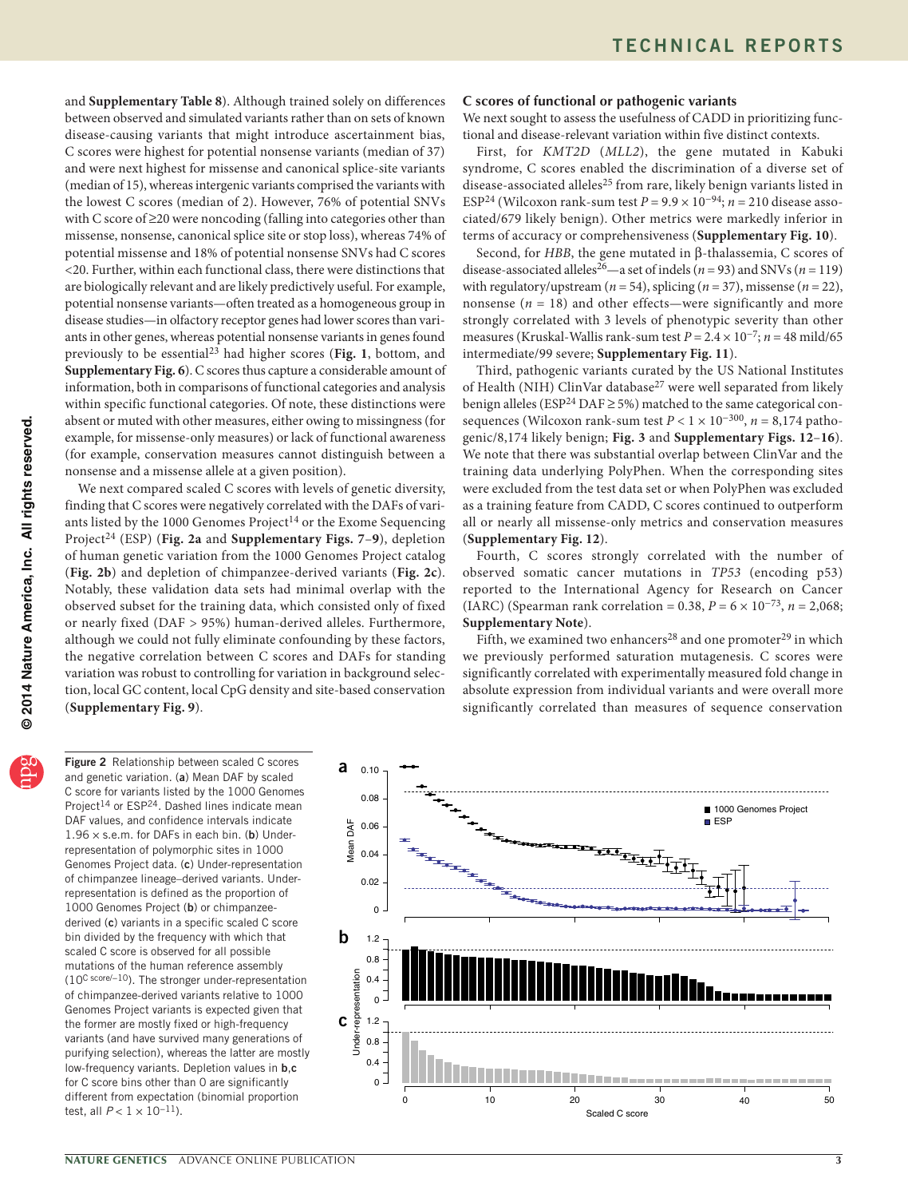and **Supplementary Table 8**). Although trained solely on differences between observed and simulated variants rather than on sets of known disease-causing variants that might introduce ascertainment bias, C scores were highest for potential nonsense variants (median of 37) and were next highest for missense and canonical splice-site variants (median of 15), whereas intergenic variants comprised the variants with the lowest C scores (median of 2). However, 76% of potential SNVs with C score of ≥20 were noncoding (falling into categories other than missense, nonsense, canonical splice site or stop loss), whereas 74% of potential missense and 18% of potential nonsense SNVs had C scores <20. Further, within each functional class, there were distinctions that are biologically relevant and are likely predictively useful. For example, potential nonsense variants—often treated as a homogeneous group in disease studies—in olfactory receptor genes had lower scores than variants in other genes, whereas potential nonsense variants in genes found previously to be essential[23] had higher scores (**Fig. 1**, bottom, and **Supplementary Fig. 6**). C scores thus capture a considerable amount of information, both in comparisons of functional categories and analysis within specific functional categories. Of note, these distinctions were absent or muted with other measures, either owing to missingness (for example, for missense-only measures) or lack of functional awareness (for example, conservation measures cannot distinguish between a nonsense and a missense allele at a given position).

We next compared scaled C scores with levels of genetic diversity, finding that C scores were negatively correlated with the DAFs of variants listed by the 1000 Genomes Project[14] or the Exome Sequencing Project[24] (ESP) (**Fig. 2a** and **Supplementary Figs. 7**–**9**), depletion of human genetic variation from the 1000 Genomes Project catalog (**Fig. 2b**) and depletion of chimpanzee-derived variants (**Fig. 2c**). Notably, these validation data sets had minimal overlap with the observed subset for the training data, which consisted only of fixed or nearly fixed (DAF > 95%) human-derived alleles. Furthermore, although we could not fully eliminate confounding by these factors, the negative correlation between C scores and DAFs for standing variation was robust to controlling for variation in background selection, local GC content, local CpG density and site-based conservation (**Supplementary Fig. 9**).

### C scores of functional or pathogenic variants

We next sought to assess the usefulness of CADD in prioritizing functional and disease-relevant variation within five distinct contexts.

First, for *KMT2D* (*MLL2*), the gene mutated in Kabuki syndrome, C scores enabled the discrimination of a diverse set of disease-associated alleles[25] from rare, likely benign variants listed in ESP[24] (Wilcoxon rank-sum test $P = 9.9 \times 10^{-94}$; $n = 210$ disease associated/679 likely benign). Other metrics were markedly inferior in terms of accuracy or comprehensiveness (**Supplementary Fig. 10**).

Second, for *HBB*, the gene mutated in β-thalassemia, C scores of disease-associated alleles[26]—a set of indels ($n = 93$) and SNVs ($n = 119$) with regulatory/upstream ($n = 54$), splicing ($n = 37$), missense ($n = 22$), nonsense ($n = 18$) and other effects—were significantly and more strongly correlated with 3 levels of phenotypic severity than other measures (Kruskal-Wallis rank-sum test $P = 2.4 \times 10^{-7}$; $n = 48$ mild/65 intermediate/99 severe; **Supplementary Fig. 11**).

Third, pathogenic variants curated by the US National Institutes of Health (NIH) ClinVar database[27] were well separated from likely benign alleles (ESP[24] DAF ≥ 5%) matched to the same categorical consequences (Wilcoxon rank-sum test $P < 1 \times 10^{-300}$, $n = 8,174$ pathogenic/8,174 likely benign; **Fig. 3** and **Supplementary Figs. 12**–**16**). We note that there was substantial overlap between ClinVar and the training data underlying PolyPhen. When the corresponding sites were excluded from the test data set or when PolyPhen was excluded as a training feature from CADD, C scores continued to outperform all or nearly all missense-only metrics and conservation measures (**Supplementary Fig. 12**).

Fourth, C scores strongly correlated with the number of observed somatic cancer mutations in *TP53* (encoding p53) reported to the International Agency for Research on Cancer (IARC) (Spearman rank correlation = 0.38, $P = 6 \times 10^{-73}$, $n = 2,068$; **Supplementary Note**).

Fifth, we examined two enhancers[28] and one promoter[29] in which we previously performed saturation mutagenesis. C scores were significantly correlated with experimentally measured fold change in absolute expression from individual variants and were overall more significantly correlated than measures of sequence conservation

**Figure 2** Relationship between scaled C scores and genetic variation. (**a**) Mean DAF by scaled C score for variants listed by the 1000 Genomes Project[14] or ESP[24]. Dashed lines indicate mean DAF values, and confidence intervals indicate $1.96 \times$ s.e.m. for DAFs in each bin. (**b**) Under-representation of polymorphic sites in 1000 Genomes Project data. (**c**) Under-representation of chimpanzee lineage–derived variants. Under-representation is defined as the proportion of 1000 Genomes Project (**b**) or chimpanzee-derived (**c**) variants in a specific scaled C score bin divided by the frequency with which that scaled C score is observed for all possible mutations of the human reference assembly ($10^{\text{C score}/-10}$). The stronger under-representation of chimpanzee-derived variants relative to 1000 Genomes Project variants is expected given that the former are mostly fixed or high-frequency variants (and have survived many generations of purifying selection), whereas the latter are mostly low-frequency variants. Depletion values in **b**,**c** for C score bins other than 0 are significantly different from expectation (binomial proportion test, all $P < 1 \times 10^{-11}$).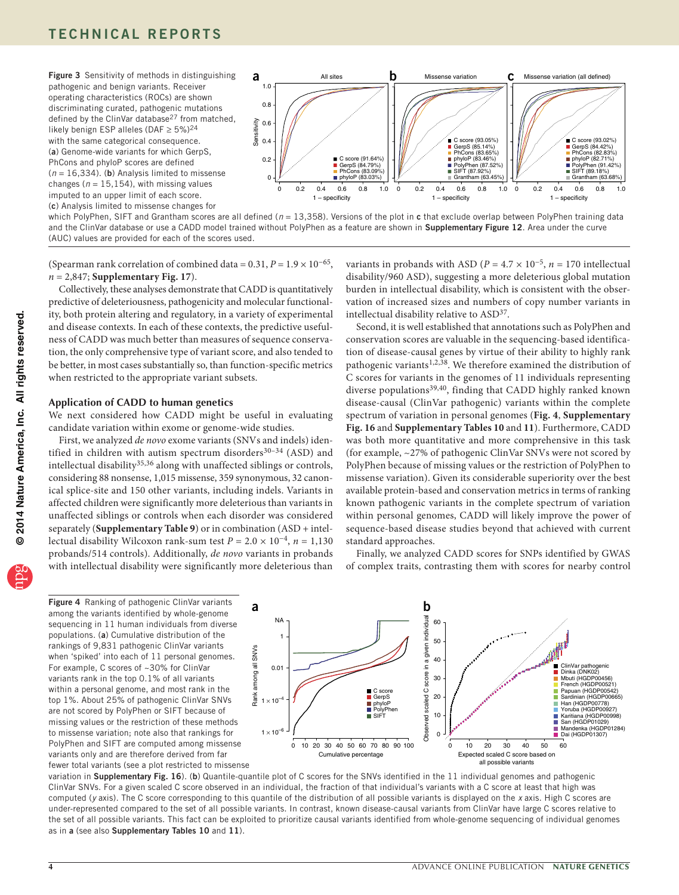**Figure 3** Sensitivity of methods in distinguishing pathogenic and benign variants. Receiver operating characteristics (ROCs) are shown discriminating curated, pathogenic mutations defined by the ClinVar database[27] from matched, likely benign ESP alleles (DAF ≥ 5%)[24] with the same categorical consequence. (**a**) Genome-wide variants for which GerpS, PhCons and phyloP scores are defined ($n$ = 16,334). (**b**) Analysis limited to missense changes ($n$ = 15,154), with missing values imputed to an upper limit of each score. (**c**) Analysis limited to missense changes for which PolyPhen, SIFT and Grantham scores are all defined ($n$ = 13,358). Versions of the plot in **c** that exclude overlap between PolyPhen training data and the ClinVar database or use a CADD model trained without PolyPhen as a feature are shown in **Supplementary Figure 12**. Area under the curve (AUC) values are provided for each of the scores used.

(Spearman rank correlation of combined data = 0.31, $P = 1.9 \times 10^{-65}$, $n$ = 2,847; **Supplementary Fig. 17**).

Collectively, these analyses demonstrate that CADD is quantitatively predictive of deleteriousness, pathogenicity and molecular functionality, both protein altering and regulatory, in a variety of experimental and disease contexts. In each of these contexts, the predictive usefulness of CADD was much better than measures of sequence conservation, the only comprehensive type of variant score, and also tended to be better, in most cases substantially so, than function-specific metrics when restricted to the appropriate variant subsets.

## Application of CADD to human genetics

We next considered how CADD might be useful in evaluating candidate variation within exome or genome-wide studies.

First, we analyzed *de novo* exome variants (SNVs and indels) identified in children with autism spectrum disorders[30–34] (ASD) and intellectual disability[35,36] along with unaffected siblings or controls, considering 88 nonsense, 1,015 missense, 359 synonymous, 32 canonical splice-site and 150 other variants, including indels. Variants in affected children were significantly more deleterious than variants in unaffected siblings or controls when each disorder was considered separately (**Supplementary Table 9**) or in combination (ASD + intellectual disability Wilcoxon rank-sum test $P = 2.0 \times 10^{-4}$, $n$ = 1,130 probands/514 controls). Additionally, *de novo* variants in probands with intellectual disability were significantly more deleterious than variants in probands with ASD ($P = 4.7 \times 10^{-5}$, $n$ = 170 intellectual disability/960 ASD), suggesting a more deleterious global mutation burden in intellectual disability, which is consistent with the observation of increased sizes and numbers of copy number variants in intellectual disability relative to ASD[37].

Second, it is well established that annotations such as PolyPhen and conservation scores are valuable in the sequencing-based identification of disease-causal genes by virtue of their ability to highly rank pathogenic variants[1,2,38]. We therefore examined the distribution of C scores for variants in the genomes of 11 individuals representing diverse populations[39,40], finding that CADD highly ranked known disease-causal (ClinVar pathogenic) variants within the complete spectrum of variation in personal genomes (**Fig. 4**, **Supplementary Fig. 16** and **Supplementary Tables 10** and **11**). Furthermore, CADD was both more quantitative and more comprehensive in this task (for example, ~27% of pathogenic ClinVar SNVs were not scored by PolyPhen because of missing values or the restriction of PolyPhen to missense variation). Given its considerable superiority over the best available protein-based and conservation metrics in terms of ranking known pathogenic variants in the complete spectrum of variation within personal genomes, CADD will likely improve the power of sequence-based disease studies beyond that achieved with current standard approaches.

Finally, we analyzed CADD scores for SNPs identified by GWAS of complex traits, contrasting them with scores for nearby control

**Figure 4** Ranking of pathogenic ClinVar variants among the variants identified by whole-genome sequencing in 11 human individuals from diverse populations. (**a**) Cumulative distribution of the rankings of 9,831 pathogenic ClinVar variants when 'spiked' into each of 11 personal genomes. For example, C scores of ~30% for ClinVar variants rank in the top 0.1% of all variants within a personal genome, and most rank in the top 1%. About 25% of pathogenic ClinVar SNVs are not scored by PolyPhen or SIFT because of missing values or the restriction of these methods to missense variation; note also that rankings for PolyPhen and SIFT are computed among missense variants only and are therefore derived from far fewer total variants (see a plot restricted to missense variation in **Supplementary Fig. 16**). (**b**) Quantile-quantile plot of C scores for the SNVs identified in the 11 individual genomes and pathogenic ClinVar SNVs. For a given scaled C score observed in an individual, the fraction of that individual's variants with a C score at least that high was computed ($y$ axis). The C score corresponding to this quantile of the distribution of all possible variants is displayed on the $x$ axis. High C scores are under-represented compared to the set of all possible variants. In contrast, known disease-causal variants from ClinVar have large C scores relative to the set of all possible variants. This fact can be exploited to prioritize causal variants identified from whole-genome sequencing of individual genomes as in **a** (see also **Supplementary Tables 10** and **11**).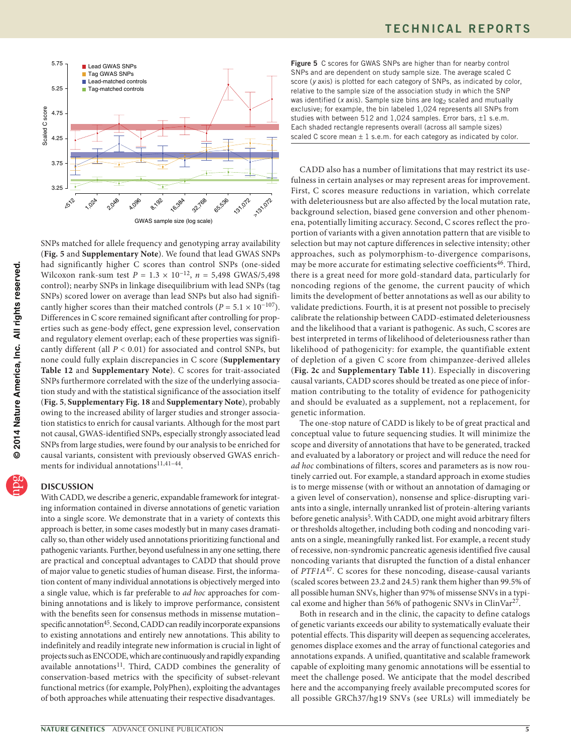Figure 5 C scores for GWAS SNPs are higher than for nearby control SNPs and are dependent on study sample size. The average scaled C score (*y* axis) is plotted for each category of SNPs, as indicated by color, relative to the sample size of the association study in which the SNP was identified (*x* axis). Sample size bins are $\log_2$ scaled and mutually exclusive; for example, the bin labeled 1,024 represents all SNPs from studies with between 512 and 1,024 samples. Error bars, ±1 s.e.m. Each shaded rectangle represents overall (across all sample sizes) scaled C score mean ± 1 s.e.m. for each category as indicated by color.

SNPs matched for allele frequency and genotyping array availability (**Fig. 5** and **Supplementary Note**). We found that lead GWAS SNPs had significantly higher C scores than control SNPs (one-sided Wilcoxon rank-sum test $P = 1.3 \times 10^{-12}$, $n$ = 5,498 GWAS/5,498 control); nearby SNPs in linkage disequilibrium with lead SNPs (tag SNPs) scored lower on average than lead SNPs but also had significantly higher scores than their matched controls ($P = 5.1 \times 10^{-107}$). Differences in C score remained significant after controlling for properties such as gene-body effect, gene expression level, conservation and regulatory element overlap; each of these properties was significantly different (all $P < 0.01$) for associated and control SNPs, but none could fully explain discrepancies in C score (**Supplementary Table 12** and **Supplementary Note**). C scores for trait-associated SNPs furthermore correlated with the size of the underlying association study and with the statistical significance of the association itself (**Fig. 5**, **Supplementary Fig. 18** and **Supplementary Note**), probably owing to the increased ability of larger studies and stronger association statistics to enrich for causal variants. Although for the most part not causal, GWAS-identified SNPs, especially strongly associated lead SNPs from large studies, were found by our analysis to be enriched for causal variants, consistent with previously observed GWAS enrichments for individual annotations[11,41–44].

## DISCUSSION

With CADD, we describe a generic, expandable framework for integrating information contained in diverse annotations of genetic variation into a single score. We demonstrate that in a variety of contexts this approach is better, in some cases modestly but in many cases dramatically so, than other widely used annotations prioritizing functional and pathogenic variants. Further, beyond usefulness in any one setting, there are practical and conceptual advantages to CADD that should prove of major value to genetic studies of human disease. First, the information content of many individual annotations is objectively merged into a single value, which is far preferable to *ad hoc* approaches for combining annotations and is likely to improve performance, consistent with the benefits seen for consensus methods in missense mutation–specific annotation[45]. Second, CADD can readily incorporate expansions to existing annotations and entirely new annotations. This ability to indefinitely and readily integrate new information is crucial in light of projects such as ENCODE, which are continuously and rapidly expanding available annotations[11]. Third, CADD combines the generality of conservation-based metrics with the specificity of subset-relevant functional metrics (for example, PolyPhen), exploiting the advantages of both approaches while attenuating their respective disadvantages.

CADD also has a number of limitations that may restrict its usefulness in certain analyses or may represent areas for improvement. First, C scores measure reductions in variation, which correlate with deleteriousness but are also affected by the local mutation rate, background selection, biased gene conversion and other phenomena, potentially limiting accuracy. Second, C scores reflect the proportion of variants with a given annotation pattern that are visible to selection but may not capture differences in selective intensity; other approaches, such as polymorphism-to-divergence comparisons, may be more accurate for estimating selective coefficients[46]. Third, there is a great need for more gold-standard data, particularly for noncoding regions of the genome, the current paucity of which limits the development of better annotations as well as our ability to validate predictions. Fourth, it is at present not possible to precisely calibrate the relationship between CADD-estimated deleteriousness and the likelihood that a variant is pathogenic. As such, C scores are best interpreted in terms of likelihood of deleteriousness rather than likelihood of pathogenicity: for example, the quantifiable extent of depletion of a given C score from chimpanzee-derived alleles (**Fig. 2c** and **Supplementary Table 11**). Especially in discovering causal variants, CADD scores should be treated as one piece of information contributing to the totality of evidence for pathogenicity and should be evaluated as a supplement, not a replacement, for genetic information.

The one-stop nature of CADD is likely to be of great practical and conceptual value to future sequencing studies. It will minimize the scope and diversity of annotations that have to be generated, tracked and evaluated by a laboratory or project and will reduce the need for *ad hoc* combinations of filters, scores and parameters as is now routinely carried out. For example, a standard approach in exome studies is to merge missense (with or without an annotation of damaging or a given level of conservation), nonsense and splice-disrupting variants into a single, internally unranked list of protein-altering variants before genetic analysis[5]. With CADD, one might avoid arbitrary filters or thresholds altogether, including both coding and noncoding variants on a single, meaningfully ranked list. For example, a recent study of recessive, non-syndromic pancreatic agenesis identified five causal noncoding variants that disrupted the function of a distal enhancer of *PTF1A*[47]. C scores for these noncoding, disease-causal variants (scaled scores between 23.2 and 24.5) rank them higher than 99.5% of all possible human SNVs, higher than 97% of missense SNVs in a typical exome and higher than 56% of pathogenic SNVs in ClinVar[27].

Both in research and in the clinic, the capacity to define catalogs of genetic variants exceeds our ability to systematically evaluate their potential effects. This disparity will deepen as sequencing accelerates, genomes displace exomes and the array of functional categories and annotations expands. A unified, quantitative and scalable framework capable of exploiting many genomic annotations will be essential to meet the challenge posed. We anticipate that the model described here and the accompanying freely available precomputed scores for all possible GRCh37/hg19 SNVs (see URLs) will immediately be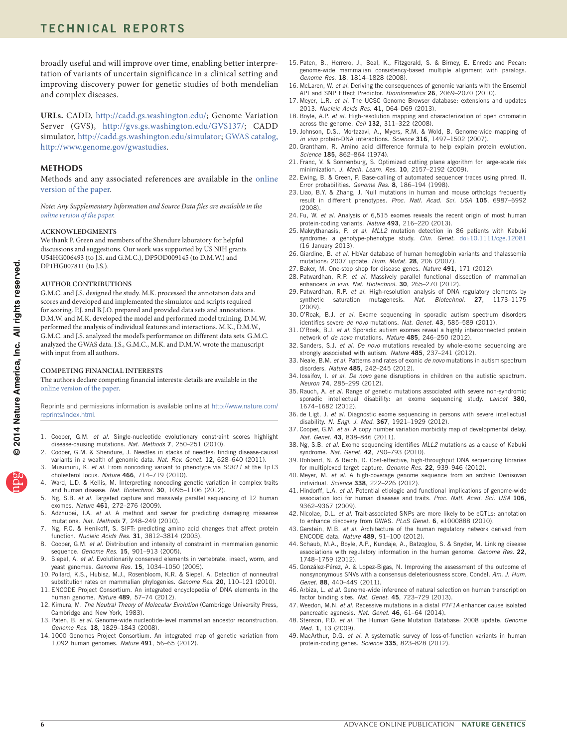broadly useful and will improve over time, enabling better interpretation of variants of uncertain significance in a clinical setting and improving discovery power for genetic studies of both mendelian and complex diseases.

**URLs.** CADD, http://cadd.gs.washington.edu/; Genome Variation Server (GVS), http://gvs.gs.washington.edu/GVS137/; CADD simulator, http://cadd.gs.washington.edu/simulator; GWAS catalog, http://www.genome.gov/gwastudies.

## METHODS

Methods and any associated references are available in the online version of the paper.

*Note: Any Supplementary Information and Source Data files are available in the online version of the paper.*

### ACKNOWLEDGMENTS

We thank P. Green and members of the Shendure laboratory for helpful discussions and suggestions. Our work was supported by US NIH grants U54HG006493 (to J.S. and G.M.C.), DP5OD009145 (to D.M.W.) and DP1HG007811 (to J.S.).

### AUTHOR CONTRIBUTIONS

G.M.C. and J.S. designed the study. M.K. processed the annotation data and scores and developed and implemented the simulator and scripts required for scoring. P.J. and B.J.O. prepared and provided data sets and annotations. D.M.W. and M.K. developed the model and performed model training. D.M.W. performed the analysis of individual features and interactions. M.K., D.M.W., G.M.C. and J.S. analyzed the model's performance on different data sets. G.M.C. analyzed the GWAS data. J.S., G.M.C., M.K. and D.M.W. wrote the manuscript with input from all authors.

### COMPETING FINANCIAL INTERESTS

The authors declare competing financial interests: details are available in the online version of the paper.

Reprints and permissions information is available online at http://www.nature.com/reprints/index.html.

1. Cooper, G.M. *et al.* Single-nucleotide evolutionary constraint scores highlight disease-causing mutations. *Nat. Methods* **7**, 250–251 (2010).
2. Cooper, G.M. & Shendure, J. Needles in stacks of needles: finding disease-causal variants in a wealth of genomic data. *Nat. Rev. Genet.* **12**, 628–640 (2011).
3. Musunuru, K. *et al.* From noncoding variant to phenotype via *SORT1* at the 1p13 cholesterol locus. *Nature* **466**, 714–719 (2010).
4. Ward, L.D. & Kellis, M. Interpreting noncoding genetic variation in complex traits and human disease. *Nat. Biotechnol.* **30**, 1095–1106 (2012).
5. Ng, S.B. *et al.* Targeted capture and massively parallel sequencing of 12 human exomes. *Nature* **461**, 272–276 (2009).
6. Adzhubei, I.A. *et al.* A method and server for predicting damaging missense mutations. *Nat. Methods* **7**, 248–249 (2010).
7. Ng, P.C. & Henikoff, S. SIFT: predicting amino acid changes that affect protein function. *Nucleic Acids Res.* **31**, 3812–3814 (2003).
8. Cooper, G.M. *et al.* Distribution and intensity of constraint in mammalian genomic sequence. *Genome Res.* **15**, 901–913 (2005).
9. Siepel, A. *et al.* Evolutionarily conserved elements in vertebrate, insect, worm, and yeast genomes. *Genome Res.* **15**, 1034–1050 (2005).
10. Pollard, K.S., Hubisz, M.J., Rosenbloom, K.R. & Siepel, A. Detection of nonneutral substitution rates on mammalian phylogenies. *Genome Res.* **20**, 110–121 (2010).
11. ENCODE Project Consortium. An integrated encyclopedia of DNA elements in the human genome. *Nature* **489**, 57–74 (2012).
12. Kimura, M. *The Neutral Theory of Molecular Evolution* (Cambridge University Press, Cambridge and New York, 1983).
13. Paten, B. *et al.* Genome-wide nucleotide-level mammalian ancestor reconstruction. *Genome Res.* **18**, 1829–1843 (2008).
14. 1000 Genomes Project Consortium. An integrated map of genetic variation from 1,092 human genomes. *Nature* **491**, 56–65 (2012).
15. Paten, B., Herrero, J., Beal, K., Fitzgerald, S. & Birney, E. Enredo and Pecan: genome-wide mammalian consistency-based multiple alignment with paralogs. *Genome Res.* **18**, 1814–1828 (2008).
16. McLaren, W. *et al.* Deriving the consequences of genomic variants with the Ensembl API and SNP Effect Predictor. *Bioinformatics* **26**, 2069–2070 (2010).
17. Meyer, L.R. *et al.* The UCSC Genome Browser database: extensions and updates 2013. *Nucleic Acids Res.* **41**, D64–D69 (2013).
18. Boyle, A.P. *et al.* High-resolution mapping and characterization of open chromatin across the genome. *Cell* **132**, 311–322 (2008).
19. Johnson, D.S., Mortazavi, A., Myers, R.M. & Wold, B. Genome-wide mapping of *in vivo* protein-DNA interactions. *Science* **316**, 1497–1502 (2007).
20. Grantham, R. Amino acid difference formula to help explain protein evolution. *Science* **185**, 862–864 (1974).
21. Franc, V. & Sonnenburg, S. Optimized cutting plane algorithm for large-scale risk minimization. *J. Mach. Learn. Res.* **10**, 2157–2192 (2009).
22. Ewing, B. & Green, P. Base-calling of automated sequencer traces using phred. II. Error probabilities. *Genome Res.* **8**, 186–194 (1998).
23. Liao, B.Y. & Zhang, J. Null mutations in human and mouse orthologs frequently result in different phenotypes. *Proc. Natl. Acad. Sci. USA* **105**, 6987–6992 (2008).
24. Fu, W. *et al.* Analysis of 6,515 exomes reveals the recent origin of most human protein-coding variants. *Nature* **493**, 216–220 (2013).
25. Makrythanasis, P. *et al. MLL2* mutation detection in 86 patients with Kabuki syndrome: a genotype-phenotype study. *Clin. Genet.* doi:10.1111/cge.12081 (16 January 2013).
26. Giardine, B. *et al.* HbVar database of human hemoglobin variants and thalassemia mutations: 2007 update. *Hum. Mutat.* **28**, 206 (2007).
27. Baker, M. One-stop shop for disease genes. *Nature* **491**, 171 (2012).
28. Patwardhan, R.P. *et al.* Massively parallel functional dissection of mammalian enhancers *in vivo*. *Nat. Biotechnol.* **30**, 265–270 (2012).
29. Patwardhan, R.P. *et al.* High-resolution analysis of DNA regulatory elements by synthetic saturation mutagenesis. *Nat. Biotechnol.* **27**, 1173–1175 (2009).
30. O'Roak, B.J. *et al.* Exome sequencing in sporadic autism spectrum disorders identifies severe *de novo* mutations. *Nat. Genet.* **43**, 585–589 (2011).
31. O'Roak, B.J. *et al.* Sporadic autism exomes reveal a highly interconnected protein network of *de novo* mutations. *Nature* **485**, 246–250 (2012).
32. Sanders, S.J. *et al. De novo* mutations revealed by whole-exome sequencing are strongly associated with autism. *Nature* **485**, 237–241 (2012).
33. Neale, B.M. *et al.* Patterns and rates of exonic *de novo* mutations in autism spectrum disorders. *Nature* **485**, 242–245 (2012).
34. Iossifov, I. *et al. De novo* gene disruptions in children on the autistic spectrum. *Neuron* **74**, 285–299 (2012).
35. Rauch, A. *et al.* Range of genetic mutations associated with severe non-syndromic sporadic intellectual disability: an exome sequencing study. *Lancet* **380**, 1674–1682 (2012).
36. de Ligt, J. *et al.* Diagnostic exome sequencing in persons with severe intellectual disability. *N. Engl. J. Med.* **367**, 1921–1929 (2012).
37. Cooper, G.M. *et al.* A copy number variation morbidity map of developmental delay. *Nat. Genet.* **43**, 838–846 (2011).
38. Ng, S.B. *et al.* Exome sequencing identifies *MLL2* mutations as a cause of Kabuki syndrome. *Nat. Genet.* **42**, 790–793 (2010).
39. Rohland, N. & Reich, D. Cost-effective, high-throughput DNA sequencing libraries for multiplexed target capture. *Genome Res.* **22**, 939–946 (2012).
40. Meyer, M. *et al.* A high-coverage genome sequence from an archaic Denisovan individual. *Science* **338**, 222–226 (2012).
41. Hindorff, L.A. *et al.* Potential etiologic and functional implications of genome-wide association loci for human diseases and traits. *Proc. Natl. Acad. Sci. USA* **106**, 9362–9367 (2009).
42. Nicolae, D.L. *et al.* Trait-associated SNPs are more likely to be eQTLs: annotation to enhance discovery from GWAS. *PLoS Genet.* **6**, e1000888 (2010).
43. Gerstein, M.B. *et al.* Architecture of the human regulatory network derived from ENCODE data. *Nature* **489**, 91–100 (2012).
44. Schaub, M.A., Boyle, A.P., Kundaje, A., Batzoglou, S. & Snyder, M. Linking disease associations with regulatory information in the human genome. *Genome Res.* **22**, 1748–1759 (2012).
45. González-Pérez, A. & Lopez-Bigas, N. Improving the assessment of the outcome of nonsynonymous SNVs with a consensus deleteriousness score, Condel. *Am. J. Hum. Genet.* **88**, 440–449 (2011).
46. Arbiza, L. *et al.* Genome-wide inference of natural selection on human transcription factor binding sites. *Nat. Genet.* **45**, 723–729 (2013).
47. Weedon, M.N. *et al.* Recessive mutations in a distal *PTF1A* enhancer cause isolated pancreatic agenesis. *Nat. Genet.* **46**, 61–64 (2014).
48. Stenson, P.D. *et al.* The Human Gene Mutation Database: 2008 update. *Genome Med.* **1**, 13 (2009).
49. MacArthur, D.G. *et al.* A systematic survey of loss-of-function variants in human protein-coding genes. *Science* **335**, 823–828 (2012).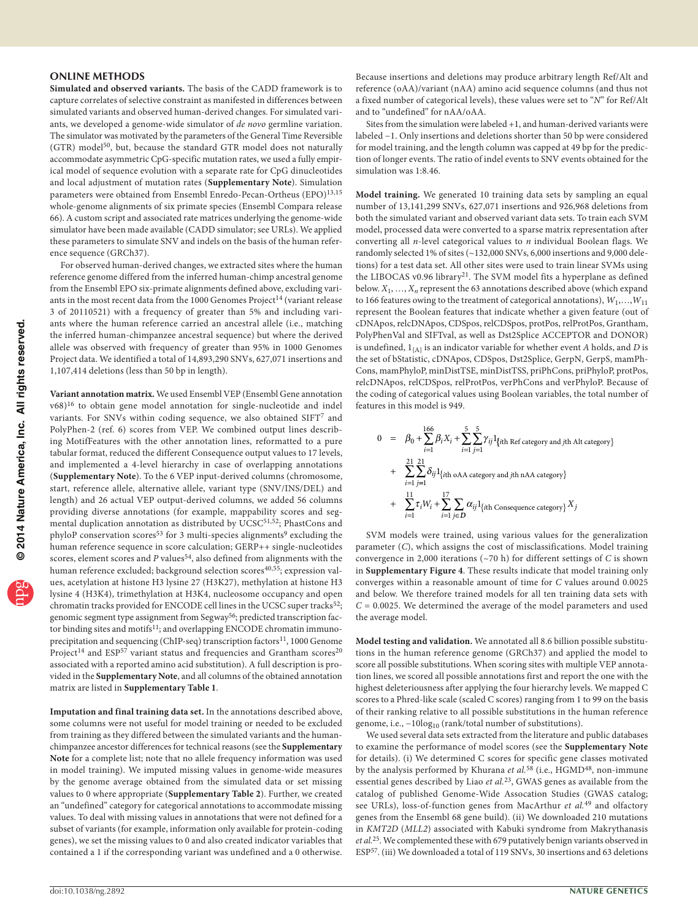## ONLINE METHODS

**Simulated and observed variants.** The basis of the CADD framework is to capture correlates of selective constraint as manifested in differences between simulated variants and observed human-derived changes. For simulated variants, we developed a genome-wide simulator of *de novo* germline variation. The simulator was motivated by the parameters of the General Time Reversible (GTR) model[50], but, because the standard GTR model does not naturally accommodate asymmetric CpG-specific mutation rates, we used a fully empirical model of sequence evolution with a separate rate for CpG dinucleotides and local adjustment of mutation rates (**Supplementary Note**). Simulation parameters were obtained from Ensembl Enredo-Pecan-Ortheus (EPO)[13,15] whole-genome alignments of six primate species (Ensembl Compara release 66). A custom script and associated rate matrices underlying the genome-wide simulator have been made available (CADD simulator; see URLs). We applied these parameters to simulate SNV and indels on the basis of the human reference sequence (GRCh37).

For observed human-derived changes, we extracted sites where the human reference genome differed from the inferred human-chimp ancestral genome from the Ensembl EPO six-primate alignments defined above, excluding variants in the most recent data from the 1000 Genomes Project[14] (variant release 3 of 20110521) with a frequency of greater than 5% and including variants where the human reference carried an ancestral allele (i.e., matching the inferred human-chimpanzee ancestral sequence) but where the derived allele was observed with frequency of greater than 95% in 1000 Genomes Project data. We identified a total of 14,893,290 SNVs, 627,071 insertions and 1,107,414 deletions (less than 50 bp in length).

**Variant annotation matrix.** We used Ensembl VEP (Ensembl Gene annotation v68)[16] to obtain gene model annotation for single-nucleotide and indel variants. For SNVs within coding sequence, we also obtained SIFT[7] and PolyPhen-2 (ref. 6) scores from VEP. We combined output lines describing MotifFeatures with the other annotation lines, reformatted to a pure tabular format, reduced the different Consequence output values to 17 levels, and implemented a 4-level hierarchy in case of overlapping annotations (**Supplementary Note**). To the 6 VEP input-derived columns (chromosome, start, reference allele, alternative allele, variant type (SNV/INS/DEL) and length) and 26 actual VEP output-derived columns, we added 56 columns providing diverse annotations (for example, mappability scores and segmental duplication annotation as distributed by UCSC[51,52]; PhastCons and phyloP conservation scores[53] for 3 multi-species alignments[9] excluding the human reference sequence in score calculation; GERP++ single-nucleotides scores, element scores and *P* values[54], also defined from alignments with the human reference excluded; background selection scores[40,55]; expression values, acetylation at histone H3 lysine 27 (H3K27), methylation at histone H3 lysine 4 (H3K4), trimethylation at H3K4, nucleosome occupancy and open chromatin tracks provided for ENCODE cell lines in the UCSC super tracks[52]; genomic segment type assignment from Segway[56]; predicted transcription factor binding sites and motifs[11]; and overlapping ENCODE chromatin immunoprecipitation and sequencing (ChIP-seq) transcription factors[11], 1000 Genome Project[14] and ESP[57] variant status and frequencies and Grantham scores[20] associated with a reported amino acid substitution). A full description is provided in the **Supplementary Note**, and all columns of the obtained annotation matrix are listed in **Supplementary Table 1**.

**Imputation and final training data set.** In the annotations described above, some columns were not useful for model training or needed to be excluded from training as they differed between the simulated variants and the human-chimpanzee ancestor differences for technical reasons (see the **Supplementary Note** for a complete list; note that no allele frequency information was used in model training). We imputed missing values in genome-wide measures by the genome average obtained from the simulated data or set missing values to 0 where appropriate (**Supplementary Table 2**). Further, we created an "undefined" category for categorical annotations to accommodate missing values. To deal with missing values in annotations that were not defined for a subset of variants (for example, information only available for protein-coding genes), we set the missing values to 0 and also created indicator variables that contained a 1 if the corresponding variant was undefined and a 0 otherwise. Because insertions and deletions may produce arbitrary length Ref/Alt and reference (oAA)/variant (nAA) amino acid sequence columns (and thus not a fixed number of categorical levels), these values were set to "*N*" for Ref/Alt and to "undefined" for nAA/oAA.

Sites from the simulation were labeled +1, and human-derived variants were labeled −1. Only insertions and deletions shorter than 50 bp were considered for model training, and the length column was capped at 49 bp for the prediction of longer events. The ratio of indel events to SNV events obtained for the simulation was 1:8.46.

**Model training.** We generated 10 training data sets by sampling an equal number of 13,141,299 SNVs, 627,071 insertions and 926,968 deletions from both the simulated variant and observed variant data sets. To train each SVM model, processed data were converted to a sparse matrix representation after converting all *n*-level categorical values to *n* individual Boolean flags. We randomly selected 1% of sites (~132,000 SNVs, 6,000 insertions and 9,000 deletions) for a test data set. All other sites were used to train linear SVMs using the LIBOCAS v0.96 library[21]. The SVM model fits a hyperplane as defined below. $X_1, \ldots, X_n$ represent the 63 annotations described above (which expand to 166 features owing to the treatment of categorical annotations), $W_1, \ldots, W_{11}$ represent the Boolean features that indicate whether a given feature (out of cDNApos, relcDNApos, CDSpos, relCDSpos, protPos, relProtPos, Grantham, PolyPhenVal and SIFTval, as well as Dst2Splice ACCEPTOR and DONOR) is undefined, $1_{\{A\}}$ is an indicator variable for whether event *A* holds, and *D* is the set of bStatistic, cDNApos, CDSpos, Dst2Splice, GerpN, GerpS, mamPhCons, mamPhyloP, minDistTSE, minDistTSS, priPhCons, priPhyloP, protPos, relcDNApos, relCDSpos, relProtPos, verPhCons and verPhyloP. Because of the coding of categorical values using Boolean variables, the total number of features in this model is 949.

$$
\begin{aligned}
0 \;=\; & \beta_0 + \sum_{i=1}^{166} \beta_i X_i + \sum_{i=1}^{5}\sum_{j=1}^{5} \gamma_{ij} 1_{\{i\text{th Ref category and } j\text{th Alt category}\}} \\
& + \sum_{i=1}^{21}\sum_{j=1}^{21} \delta_{ij} 1_{\{i\text{th oAA category and } j\text{th nAA category}\}} \\
& + \sum_{i=1}^{11} \tau_i W_i + \sum_{i=1}^{17}\sum_{j \in D} \alpha_{ij} 1_{\{i\text{th Consequence category}\}} X_j
\end{aligned}
$$

SVM models were trained, using various values for the generalization parameter (*C*), which assigns the cost of misclassifications. Model training convergence in 2,000 iterations (~70 h) for different settings of *C* is shown in **Supplementary Figure 4**. These results indicate that model training only converges within a reasonable amount of time for *C* values around 0.0025 and below. We therefore trained models for all ten training data sets with $C = 0.0025$. We determined the average of the model parameters and used the average model.

**Model testing and validation.** We annotated all 8.6 billion possible substitutions in the human reference genome (GRCh37) and applied the model to score all possible substitutions. When scoring sites with multiple VEP annotation lines, we scored all possible annotations first and report the one with the highest deleteriousness after applying the four hierarchy levels. We mapped C scores to a Phred-like scale (scaled C scores) ranging from 1 to 99 on the basis of their ranking relative to all possible substitutions in the human reference genome, i.e., $-10\log_{10}$ (rank/total number of substitutions).

We used several data sets extracted from the literature and public databases to examine the performance of model scores (see the **Supplementary Note** for details). (i) We determined C scores for specific gene classes motivated by the analysis performed by Khurana *et al.*[58] (i.e., HGMD[48], non-immune essential genes described by Liao *et al.*[23], GWAS genes as available from the catalog of published Genome-Wide Assocation Studies (GWAS catalog; see URLs), loss-of-function genes from MacArthur *et al.*[49] and olfactory genes from the Ensembl 68 gene build). (ii) We downloaded 210 mutations in *KMT2D* (*MLL2*) associated with Kabuki syndrome from Makrythanasis *et al.*[25]. We complemented these with 679 putatively benign variants observed in ESP[57]. (iii) We downloaded a total of 119 SNVs, 30 insertions and 63 deletions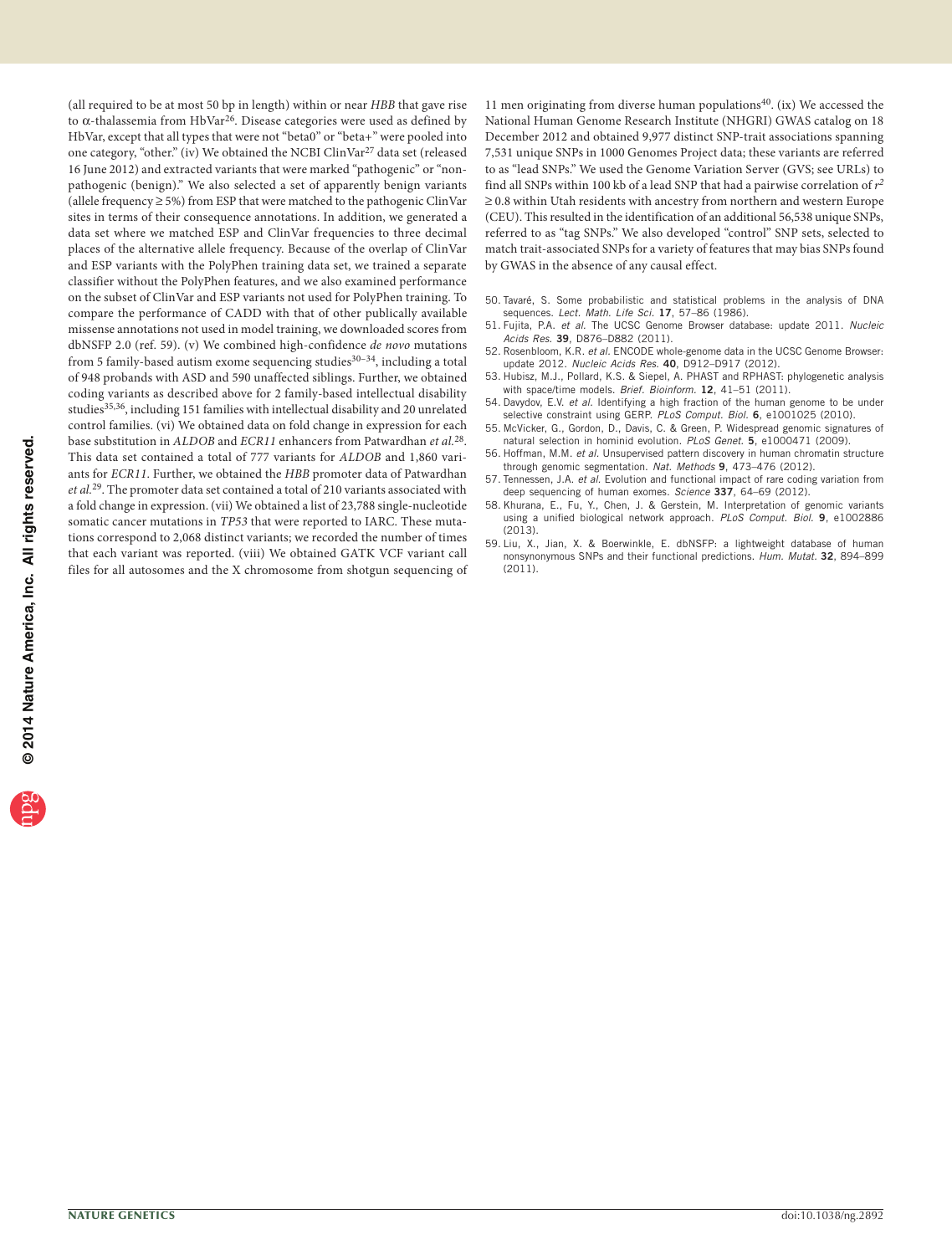(all required to be at most 50 bp in length) within or near *HBB* that gave rise to α-thalassemia from HbVar[26]. Disease categories were used as defined by HbVar, except that all types that were not "beta0" or "beta+" were pooled into one category, "other." (iv) We obtained the NCBI ClinVar[27] data set (released 16 June 2012) and extracted variants that were marked "pathogenic" or "non-pathogenic (benign)." We also selected a set of apparently benign variants (allele frequency ≥ 5%) from ESP that were matched to the pathogenic ClinVar sites in terms of their consequence annotations. In addition, we generated a data set where we matched ESP and ClinVar frequencies to three decimal places of the alternative allele frequency. Because of the overlap of ClinVar and ESP variants with the PolyPhen training data set, we trained a separate classifier without the PolyPhen features, and we also examined performance on the subset of ClinVar and ESP variants not used for PolyPhen training. To compare the performance of CADD with that of other publically available missense annotations not used in model training, we downloaded scores from dbNSFP 2.0 (ref. 59). (v) We combined high-confidence *de novo* mutations from 5 family-based autism exome sequencing studies[30–34], including a total of 948 probands with ASD and 590 unaffected siblings. Further, we obtained coding variants as described above for 2 family-based intellectual disability studies[35,36], including 151 families with intellectual disability and 20 unrelated control families. (vi) We obtained data on fold change in expression for each base substitution in *ALDOB* and *ECR11* enhancers from Patwardhan *et al.*[28]. This data set contained a total of 777 variants for *ALDOB* and 1,860 variants for *ECR11*. Further, we obtained the *HBB* promoter data of Patwardhan *et al.*[29]. The promoter data set contained a total of 210 variants associated with a fold change in expression. (vii) We obtained a list of 23,788 single-nucleotide somatic cancer mutations in *TP53* that were reported to IARC. These mutations correspond to 2,068 distinct variants; we recorded the number of times that each variant was reported. (viii) We obtained GATK VCF variant call files for all autosomes and the X chromosome from shotgun sequencing of 11 men originating from diverse human populations[40]. (ix) We accessed the National Human Genome Research Institute (NHGRI) GWAS catalog on 18 December 2012 and obtained 9,977 distinct SNP-trait associations spanning 7,531 unique SNPs in 1000 Genomes Project data; these variants are referred to as "lead SNPs." We used the Genome Variation Server (GVS; see URLs) to find all SNPs within 100 kb of a lead SNP that had a pairwise correlation of $r^2 \geq 0.8$ within Utah residents with ancestry from northern and western Europe (CEU). This resulted in the identification of an additional 56,538 unique SNPs, referred to as "tag SNPs." We also developed "control" SNP sets, selected to match trait-associated SNPs for a variety of features that may bias SNPs found by GWAS in the absence of any causal effect.

50. Tavaré, S. Some probabilistic and statistical problems in the analysis of DNA sequences. *Lect. Math. Life Sci.* **17**, 57–86 (1986).
51. Fujita, P.A. *et al.* The UCSC Genome Browser database: update 2011. *Nucleic Acids Res.* **39**, D876–D882 (2011).
52. Rosenbloom, K.R. *et al.* ENCODE whole-genome data in the UCSC Genome Browser: update 2012. *Nucleic Acids Res.* **40**, D912–D917 (2012).
53. Hubisz, M.J., Pollard, K.S. & Siepel, A. PHAST and RPHAST: phylogenetic analysis with space/time models. *Brief. Bioinform.* **12**, 41–51 (2011).
54. Davydov, E.V. *et al.* Identifying a high fraction of the human genome to be under selective constraint using GERP. *PLoS Comput. Biol.* **6**, e1001025 (2010).
55. McVicker, G., Gordon, D., Davis, C. & Green, P. Widespread genomic signatures of natural selection in hominid evolution. *PLoS Genet.* **5**, e1000471 (2009).
56. Hoffman, M.M. *et al.* Unsupervised pattern discovery in human chromatin structure through genomic segmentation. *Nat. Methods* **9**, 473–476 (2012).
57. Tennessen, J.A. *et al.* Evolution and functional impact of rare coding variation from deep sequencing of human exomes. *Science* **337**, 64–69 (2012).
58. Khurana, E., Fu, Y., Chen, J. & Gerstein, M. Interpretation of genomic variants using a unified biological network approach. *PLoS Comput. Biol.* **9**, e1002886 (2013).
59. Liu, X., Jian, X. & Boerwinkle, E. dbNSFP: a lightweight database of human nonsynonymous SNPs and their functional predictions. *Hum. Mutat.* **32**, 894–899 (2011).